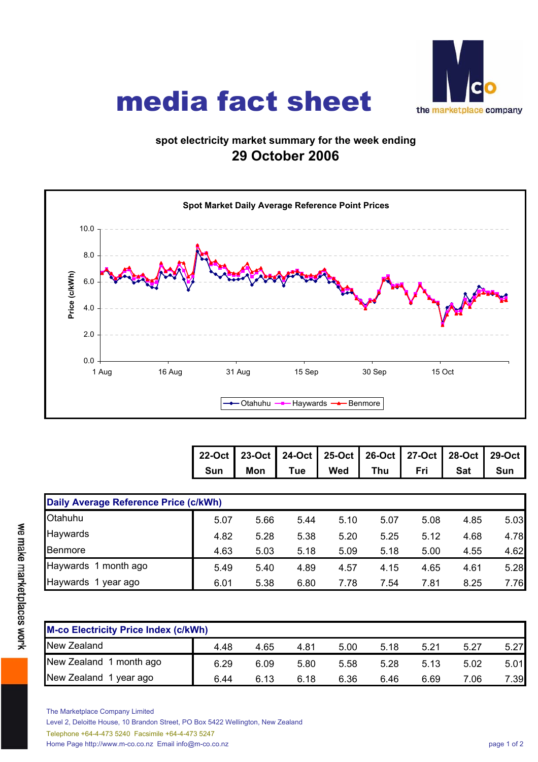# media fact sheet

the marketplace company

**spot electricity market summary for the week ending**

**29 October 2006**

**Spot Market Daily Average Reference Point Prices**

| | 22-Oct Sun | 23-Oct Mon | 24-Oct Tue | 25-Oct Wed | 26-Oct Thu | 27-Oct Fri | 28-Oct Sat | 29-Oct Sun |
|---|---|---|---|---|---|---|---|---|
| **Daily Average Reference Price (c/kWh)** | | | | | | | | |
| Otahuhu | 5.07 | 5.66 | 5.44 | 5.10 | 5.07 | 5.08 | 4.85 | 5.03 |
| Haywards | 4.82 | 5.28 | 5.38 | 5.20 | 5.25 | 5.12 | 4.68 | 4.78 |
| Benmore | 4.63 | 5.03 | 5.18 | 5.09 | 5.18 | 5.00 | 4.55 | 4.62 |
| Haywards 1 month ago | 5.49 | 5.40 | 4.89 | 4.57 | 4.15 | 4.65 | 4.61 | 5.28 |
| Haywards 1 year ago | 6.01 | 5.38 | 6.80 | 7.78 | 7.54 | 7.81 | 8.25 | 7.76 |

| | 22-Oct Sun | 23-Oct Mon | 24-Oct Tue | 25-Oct Wed | 26-Oct Thu | 27-Oct Fri | 28-Oct Sat | 29-Oct Sun |
|---|---|---|---|---|---|---|---|---|
| **M-co Electricity Price Index (c/kWh)** | | | | | | | | |
| New Zealand | 4.48 | 4.65 | 4.81 | 5.00 | 5.18 | 5.21 | 5.27 | 5.27 |
| New Zealand 1 month ago | 6.29 | 6.09 | 5.80 | 5.58 | 5.28 | 5.13 | 5.02 | 5.01 |
| New Zealand 1 year ago | 6.44 | 6.13 | 6.18 | 6.36 | 6.46 | 6.69 | 7.06 | 7.39 |

we make marketplaces work

The Marketplace Company Limited
Level 2, Deloitte House, 10 Brandon Street, PO Box 5422 Wellington, New Zealand
Telephone +64-4-473 5240 Facsimile +64-4-473 5247
Home Page http://www.m-co.co.nz Email info@m-co.co.nz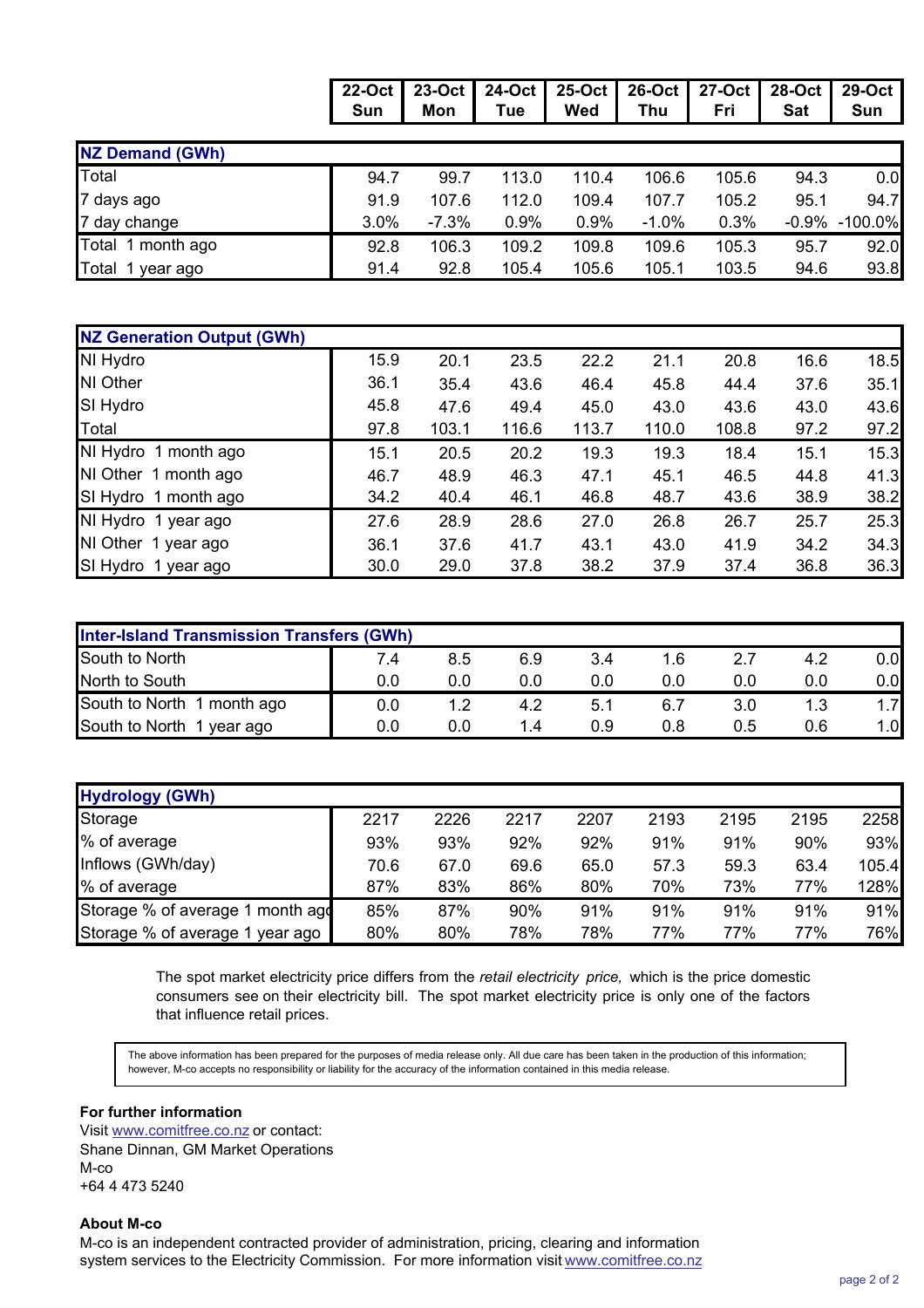| | 22-Oct Sun | 23-Oct Mon | 24-Oct Tue | 25-Oct Wed | 26-Oct Thu | 27-Oct Fri | 28-Oct Sat | 29-Oct Sun |
|---|---|---|---|---|---|---|---|---|
| **NZ Demand (GWh)** | | | | | | | | |
| Total | 94.7 | 99.7 | 113.0 | 110.4 | 106.6 | 105.6 | 94.3 | 0.0 |
| 7 days ago | 91.9 | 107.6 | 112.0 | 109.4 | 107.7 | 105.2 | 95.1 | 94.7 |
| 7 day change | 3.0% | -7.3% | 0.9% | 0.9% | -1.0% | 0.3% | -0.9% | -100.0% |
| Total 1 month ago | 92.8 | 106.3 | 109.2 | 109.8 | 109.6 | 105.3 | 95.7 | 92.0 |
| Total 1 year ago | 91.4 | 92.8 | 105.4 | 105.6 | 105.1 | 103.5 | 94.6 | 93.8 |

| **NZ Generation Output (GWh)** | | | | | | | | |
|---|---|---|---|---|---|---|---|---|
| NI Hydro | 15.9 | 20.1 | 23.5 | 22.2 | 21.1 | 20.8 | 16.6 | 18.5 |
| NI Other | 36.1 | 35.4 | 43.6 | 46.4 | 45.8 | 44.4 | 37.6 | 35.1 |
| SI Hydro | 45.8 | 47.6 | 49.4 | 45.0 | 43.0 | 43.6 | 43.0 | 43.6 |
| Total | 97.8 | 103.1 | 116.6 | 113.7 | 110.0 | 108.8 | 97.2 | 97.2 |
| NI Hydro 1 month ago | 15.1 | 20.5 | 20.2 | 19.3 | 19.3 | 18.4 | 15.1 | 15.3 |
| NI Other 1 month ago | 46.7 | 48.9 | 46.3 | 47.1 | 45.1 | 46.5 | 44.8 | 41.3 |
| SI Hydro 1 month ago | 34.2 | 40.4 | 46.1 | 46.8 | 48.7 | 43.6 | 38.9 | 38.2 |
| NI Hydro 1 year ago | 27.6 | 28.9 | 28.6 | 27.0 | 26.8 | 26.7 | 25.7 | 25.3 |
| NI Other 1 year ago | 36.1 | 37.6 | 41.7 | 43.1 | 43.0 | 41.9 | 34.2 | 34.3 |
| SI Hydro 1 year ago | 30.0 | 29.0 | 37.8 | 38.2 | 37.9 | 37.4 | 36.8 | 36.3 |

| **Inter-Island Transmission Transfers (GWh)** | | | | | | | | |
|---|---|---|---|---|---|---|---|---|
| South to North | 7.4 | 8.5 | 6.9 | 3.4 | 1.6 | 2.7 | 4.2 | 0.0 |
| North to South | 0.0 | 0.0 | 0.0 | 0.0 | 0.0 | 0.0 | 0.0 | 0.0 |
| South to North 1 month ago | 0.0 | 1.2 | 4.2 | 5.1 | 6.7 | 3.0 | 1.3 | 1.7 |
| South to North 1 year ago | 0.0 | 0.0 | 1.4 | 0.9 | 0.8 | 0.5 | 0.6 | 1.0 |

| **Hydrology (GWh)** | | | | | | | | |
|---|---|---|---|---|---|---|---|---|
| Storage | 2217 | 2226 | 2217 | 2207 | 2193 | 2195 | 2195 | 2258 |
| % of average | 93% | 93% | 92% | 92% | 91% | 91% | 90% | 93% |
| Inflows (GWh/day) | 70.6 | 67.0 | 69.6 | 65.0 | 57.3 | 59.3 | 63.4 | 105.4 |
| % of average | 87% | 83% | 86% | 80% | 70% | 73% | 77% | 128% |
| Storage % of average 1 month ago | 85% | 87% | 90% | 91% | 91% | 91% | 91% | 91% |
| Storage % of average 1 year ago | 80% | 80% | 78% | 78% | 77% | 77% | 77% | 76% |

The spot market electricity price differs from the *retail electricity price,* which is the price domestic consumers see on their electricity bill. The spot market electricity price is only one of the factors that influence retail prices.

The above information has been prepared for the purposes of media release only. All due care has been taken in the production of this information; however, M-co accepts no responsibility or liability for the accuracy of the information contained in this media release.

**For further information**

Visit www.comitfree.co.nz or contact:
Shane Dinnan, GM Market Operations
M-co
+64 4 473 5240

**About M-co**

M-co is an independent contracted provider of administration, pricing, clearing and information system services to the Electricity Commission. For more information visit www.comitfree.co.nz